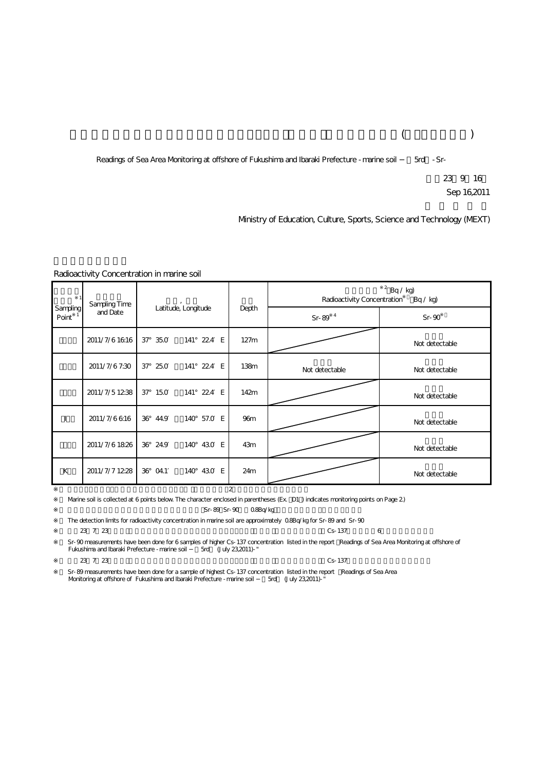( )

Readings of Sea Area Monitoring at offshore of Fukushima and Ibaraki Prefecture - marine soil − 5rd - Sr-

23 9 16

Sep 16,2011

Ministry of Education, Culture, Sports, Science and Technology (MEXT)

Radioactivity Concentration in marine soil

| Sampling Point ※1 | Sampling Time and Date | Latitude, Longitude | Depth | Radioactivity Concentration※2 (Bq / kg) | |
|---|---|---|---|---|---|
| | | | | Sr-89※4 | Sr-90※ |
| | 2011/7/6 16:16 | 37° 35.0′ 141° 22.4′ E | 127m | | Not detectable |
| | 2011/7/6 7:30 | 37° 25.0′ 141° 22.4′ E | 138m | Not detectable | Not detectable |
| | 2011/7/5 12:38 | 37° 15.0′ 141° 22.4′ E | 142m | | Not detectable |
| I | 2011/7/6 6:16 | 36° 44.9′ 140° 57.0′ E | 96m | | Not detectable |
| | 2011/7/6 18:26 | 36° 24.9′ 140° 43.0′ E | 43m | | Not detectable |
| K | 2011/7/7 12:28 | 36° 04.1′ 140° 43.0′ E | 24m | | Not detectable |

※ 2

※ Marine soil is collected at 6 points below. The character enclosed in parentheses (Ex. D1 ) indicates monitoring points on Page 2.)

※ Sr-89 Sr-90 0.8Bq/kg

※ The detection limits for radioactivity concentration in marine soil are approximately 0.8Bq/kg for Sr-89 and Sr-90

※ 23 7 23 Cs-137 6

※ Sr-90 measurements have been done for 6 samples of higher Cs-137 concentration listed in the report "Readings of Sea Area Monitoring at offshore of Fukushima and Ibaraki Prefecture - marine soil − 5rd (July 23,2011)- "

※ 23 7 23 Cs-137

※ Sr-89 measurements have been done for a sample of highest Cs-137 concentration listed in the report "Readings of Sea Area Monitoring at offshore of Fukushima and Ibaraki Prefecture - marine soil − 5rd (July 23,2011)- "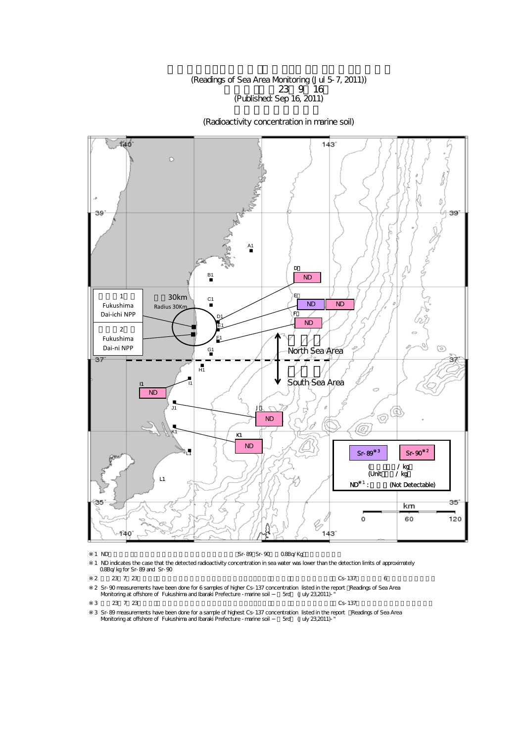(Readings of Sea Area Monitoring (Jul 5-7, 2011))

23 9 16

(Published: Sep 16, 2011)

(Radioactivity concentration in marine soil)

140°
143°
39°
39°
37°
37°
35°
35°
140°
143°
A1
B1
C1
D1
E1
F1
G1
H1
I1
J1
K1
L1
L1
1
Fukushima
Dai-ichi NPP
2
Fukushima
Dai-ni NPP
30km
Radius 30Km
D
ND
E
ND
ND
F
ND
North Sea Area
South Sea Area
I1
ND
J
ND
K1
ND
Sr-89※3
Sr-90※2
( / kg)
(Unit / kg)
ND※1 : (Not Detectable)
km
0
60
120

※1 ND Sr-89 Sr-90 0.8Bq/Kg

※1 ND indicates the case that the detected radioactivity concentration in sea water was lower than the detection limits of approximately 0.8Bq/kg for Sr-89 and Sr-90

※2 23 7 23 Cs-137 6

※2 Sr-90 measurements have been done for 6 samples of higher Cs-137 concentration listed in the report "Readings of Sea Area Monitoring at offshore of Fukushima and Ibaraki Prefecture - marine soil – 5rd (July 23,2011)- "

※3 23 7 23 Cs-137

※3 Sr-89 measurements have been done for a sample of highest Cs-137 concentration listed in the report "Readings of Sea Area Monitoring at offshore of Fukushima and Ibaraki Prefecture - marine soil – 5rd (July 23,2011)- "